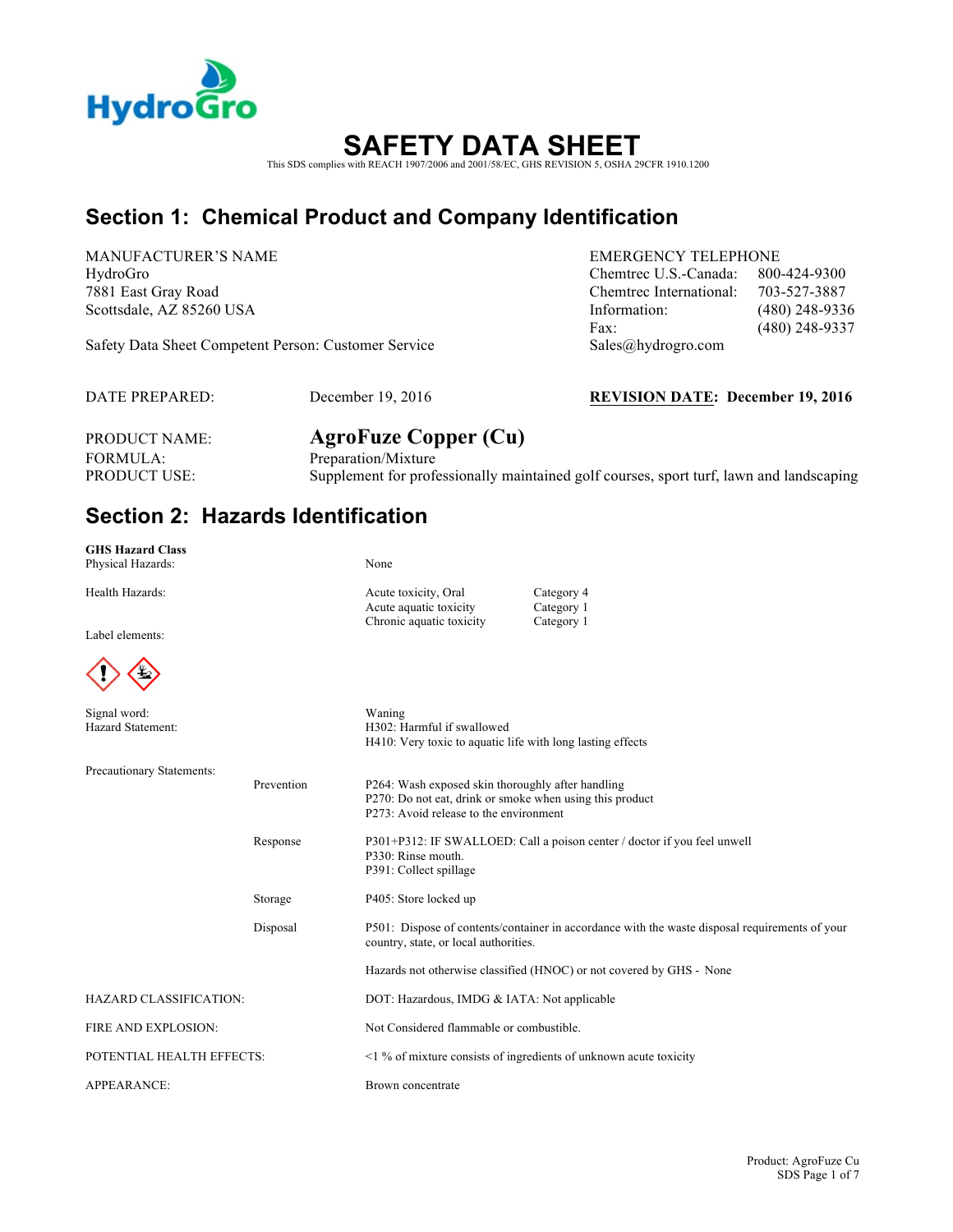# SAFETY DATA SHEET

This SDS complies with REACH 1907/2006 and 2001/58/EC, GHS REVISION 5, OSHA 29CFR 1910.1200

## Section 1: Chemical Product and Company Identification

MANUFACTURER'S NAME
HydroGro
7881 East Gray Road
Scottsdale, AZ 85260 USA

Safety Data Sheet Competent Person: Customer Service

EMERGENCY TELEPHONE

| | |
|---|---|
| Chemtrec U.S.-Canada: | 800-424-9300 |
| Chemtrec International: | 703-527-3887 |
| Information: | (480) 248-9336 |
| Fax: | (480) 248-9337 |

Sales@hydrogro.com

DATE PREPARED: December 19, 2016

**REVISION DATE: December 19, 2016**

PRODUCT NAME: **AgroFuze Copper (Cu)**
FORMULA: Preparation/Mixture
PRODUCT USE: Supplement for professionally maintained golf courses, sport turf, lawn and landscaping

## Section 2: Hazards Identification

**GHS Hazard Class**

Physical Hazards: None

Health Hazards:

| | |
|---|---|
| Acute toxicity, Oral | Category 4 |
| Acute aquatic toxicity | Category 1 |
| Chronic aquatic toxicity | Category 1 |

Label elements:

Signal word: Waning

Hazard Statement:
H302: Harmful if swallowed
H410: Very toxic to aquatic life with long lasting effects

Precautionary Statements:

Prevention
P264: Wash exposed skin thoroughly after handling
P270: Do not eat, drink or smoke when using this product
P273: Avoid release to the environment

Response
P301+P312: IF SWALLOED: Call a poison center / doctor if you feel unwell
P330: Rinse mouth.
P391: Collect spillage

Storage
P405: Store locked up

Disposal
P501: Dispose of contents/container in accordance with the waste disposal requirements of your country, state, or local authorities.

Hazards not otherwise classified (HNOC) or not covered by GHS - None

HAZARD CLASSIFICATION: DOT: Hazardous, IMDG & IATA: Not applicable

FIRE AND EXPLOSION: Not Considered flammable or combustible.

POTENTIAL HEALTH EFFECTS: <1 % of mixture consists of ingredients of unknown acute toxicity

APPEARANCE: Brown concentrate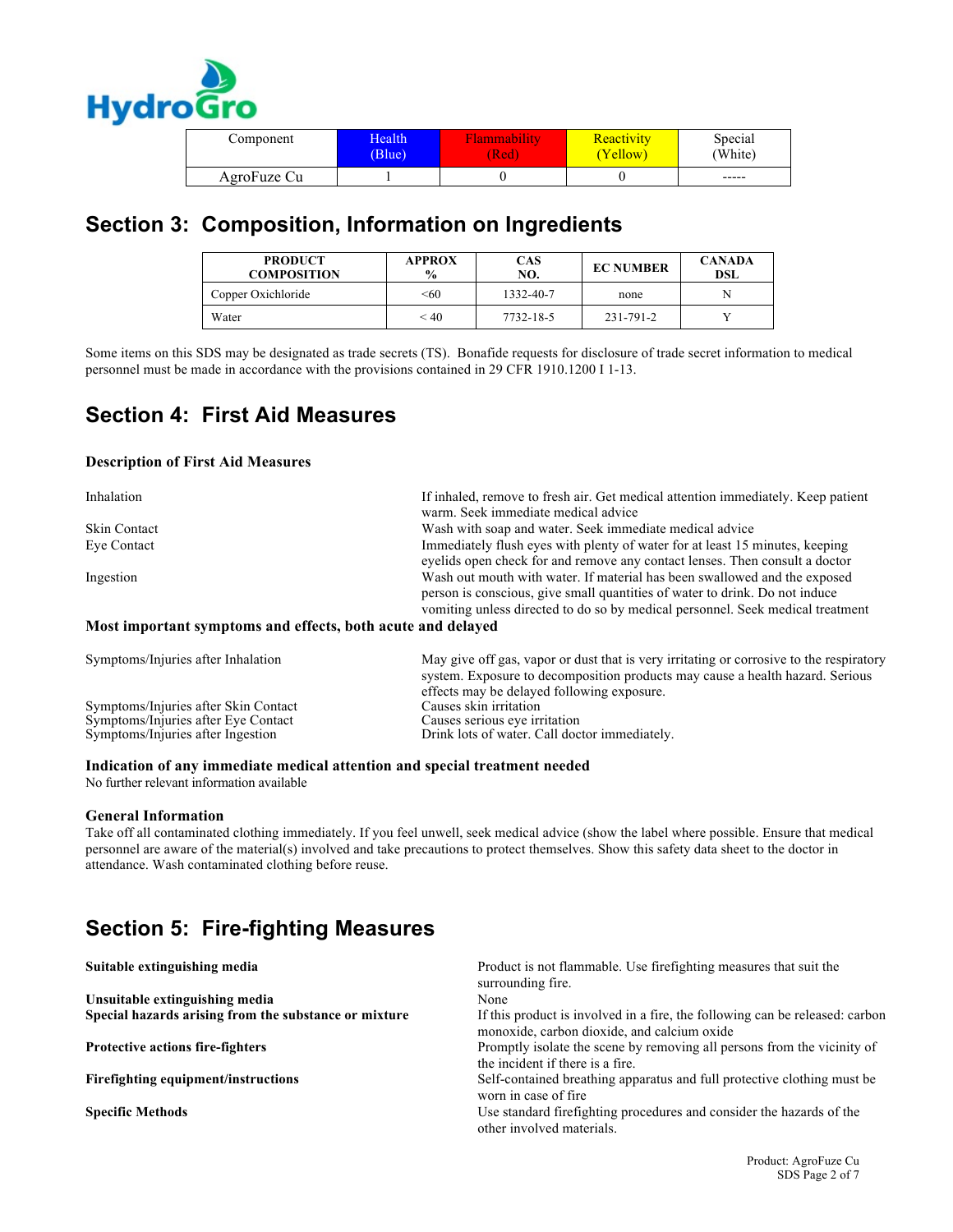| Component | Health (Blue) | Flammability (Red) | Reactivity (Yellow) | Special (White) |
|---|---|---|---|---|
| AgroFuze Cu | 1 | 0 | 0 | ----- |

## Section 3: Composition, Information on Ingredients

| PRODUCT COMPOSITION | APPROX % | CAS NO. | EC NUMBER | CANADA DSL |
|---|---|---|---|---|
| Copper Oxichloride | <60 | 1332-40-7 | none | N |
| Water | < 40 | 7732-18-5 | 231-791-2 | Y |

Some items on this SDS may be designated as trade secrets (TS). Bonafide requests for disclosure of trade secret information to medical personnel must be made in accordance with the provisions contained in 29 CFR 1910.1200 I 1-13.

## Section 4: First Aid Measures

**Description of First Aid Measures**

| | |
|---|---|
| Inhalation | If inhaled, remove to fresh air. Get medical attention immediately. Keep patient warm. Seek immediate medical advice |
| Skin Contact | Wash with soap and water. Seek immediate medical advice |
| Eye Contact | Immediately flush eyes with plenty of water for at least 15 minutes, keeping eyelids open check for and remove any contact lenses. Then consult a doctor |
| Ingestion | Wash out mouth with water. If material has been swallowed and the exposed person is conscious, give small quantities of water to drink. Do not induce vomiting unless directed to do so by medical personnel. Seek medical treatment |

**Most important symptoms and effects, both acute and delayed**

| | |
|---|---|
| Symptoms/Injuries after Inhalation | May give off gas, vapor or dust that is very irritating or corrosive to the respiratory system. Exposure to decomposition products may cause a health hazard. Serious effects may be delayed following exposure. |
| Symptoms/Injuries after Skin Contact | Causes skin irritation |
| Symptoms/Injuries after Eye Contact | Causes serious eye irritation |
| Symptoms/Injuries after Ingestion | Drink lots of water. Call doctor immediately. |

**Indication of any immediate medical attention and special treatment needed**

No further relevant information available

**General Information**

Take off all contaminated clothing immediately. If you feel unwell, seek medical advice (show the label where possible. Ensure that medical personnel are aware of the material(s) involved and take precautions to protect themselves. Show this safety data sheet to the doctor in attendance. Wash contaminated clothing before reuse.

## Section 5: Fire-fighting Measures

| | |
|---|---|
| **Suitable extinguishing media** | Product is not flammable. Use firefighting measures that suit the surrounding fire. |
| **Unsuitable extinguishing media** | None |
| **Special hazards arising from the substance or mixture** | If this product is involved in a fire, the following can be released: carbon monoxide, carbon dioxide, and calcium oxide |
| **Protective actions fire-fighters** | Promptly isolate the scene by removing all persons from the vicinity of the incident if there is a fire. |
| **Firefighting equipment/instructions** | Self-contained breathing apparatus and full protective clothing must be worn in case of fire |
| **Specific Methods** | Use standard firefighting procedures and consider the hazards of the other involved materials. |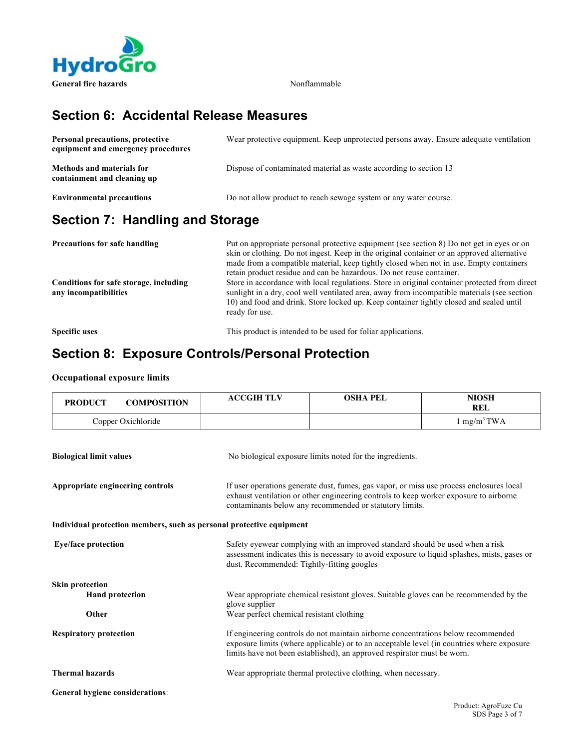| | |
|---|---|
| **General fire hazards** | Nonflammable |

## Section 6: Accidental Release Measures

| | |
|---|---|
| **Personal precautions, protective equipment and emergency procedures** | Wear protective equipment. Keep unprotected persons away. Ensure adequate ventilation |
| **Methods and materials for containment and cleaning up** | Dispose of contaminated material as waste according to section 13 |
| **Environmental precautions** | Do not allow product to reach sewage system or any water course. |

## Section 7: Handling and Storage

| | |
|---|---|
| **Precautions for safe handling** | Put on appropriate personal protective equipment (see section 8) Do not get in eyes or on skin or clothing. Do not ingest. Keep in the original container or an approved alternative made from a compatible material, keep tightly closed when not in use. Empty containers retain product residue and can be hazardous. Do not reuse container. |
| **Conditions for safe storage, including any incompatibilities** | Store in accordance with local regulations. Store in original container protected from direct sunlight in a dry, cool well ventilated area, away from incompatible materials (see section 10) and food and drink. Store locked up. Keep container tightly closed and sealed until ready for use. |
| **Specific uses** | This product is intended to be used for foliar applications. |

## Section 8: Exposure Controls/Personal Protection

**Occupational exposure limits**

| PRODUCT COMPOSITION | ACCGIH TLV | OSHA PEL | NIOSH REL |
|---|---|---|---|
| Copper Oxichloride | | | 1 mg/m$^3$ TWA |

| | |
|---|---|
| **Biological limit values** | No biological exposure limits noted for the ingredients. |
| **Appropriate engineering controls** | If user operations generate dust, fumes, gas vapor, or miss use process enclosures local exhaust ventilation or other engineering controls to keep worker exposure to airborne contaminants below any recommended or statutory limits. |

**Individual protection members, such as personal protective equipment**

| | |
|---|---|
| **Eye/face protection** | Safety eyewear complying with an improved standard should be used when a risk assessment indicates this is necessary to avoid exposure to liquid splashes, mists, gases or dust. Recommended: Tightly-fitting googles |
| **Skin protection** | |
| **Hand protection** | Wear appropriate chemical resistant gloves. Suitable gloves can be recommended by the glove supplier |
| **Other** | Wear perfect chemical resistant clothing |
| **Respiratory protection** | If engineering controls do not maintain airborne concentrations below recommended exposure limits (where applicable) or to an acceptable level (in countries where exposure limits have not been established), an approved respirator must be worn. |
| **Thermal hazards** | Wear appropriate thermal protective clothing, when necessary. |

**General hygiene considerations**: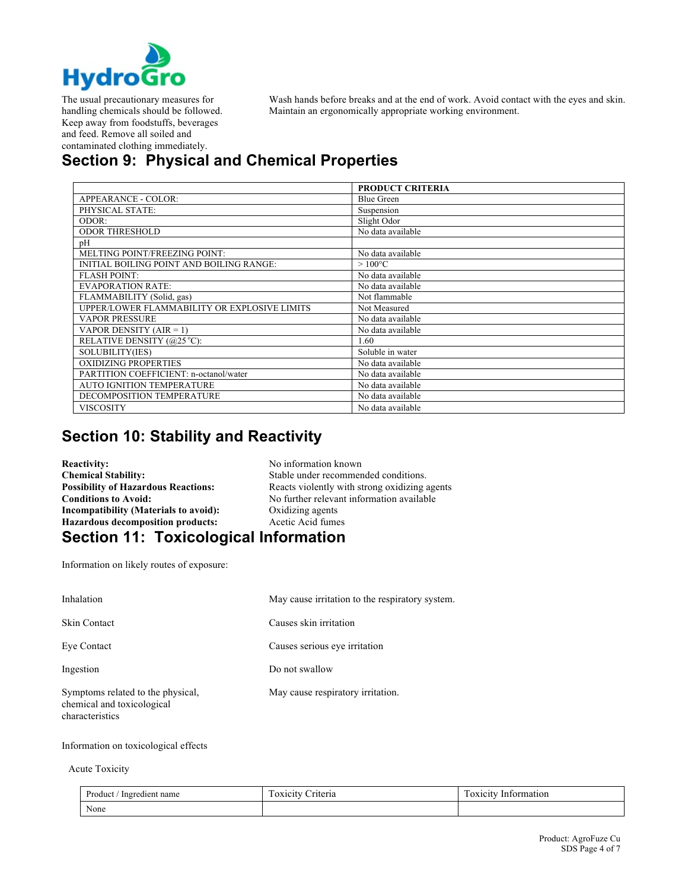The usual precautionary measures for handling chemicals should be followed. Keep away from foodstuffs, beverages and feed. Remove all soiled and contaminated clothing immediately.

Wash hands before breaks and at the end of work. Avoid contact with the eyes and skin. Maintain an ergonomically appropriate working environment.

## Section 9: Physical and Chemical Properties

| | PRODUCT CRITERIA |
|---|---|
| APPEARANCE - COLOR: | Blue Green |
| PHYSICAL STATE: | Suspension |
| ODOR: | Slight Odor |
| ODOR THRESHOLD | No data available |
| pH | |
| MELTING POINT/FREEZING POINT: | No data available |
| INITIAL BOILING POINT AND BOILING RANGE: | > 100°C |
| FLASH POINT: | No data available |
| EVAPORATION RATE: | No data available |
| FLAMMABILITY (Solid, gas) | Not flammable |
| UPPER/LOWER FLAMMABILITY OR EXPLOSIVE LIMITS | Not Measured |
| VAPOR PRESSURE | No data available |
| VAPOR DENSITY (AIR = 1) | No data available |
| RELATIVE DENSITY (@25 °C): | 1.60 |
| SOLUBILITY(IES) | Soluble in water |
| OXIDIZING PROPERTIES | No data available |
| PARTITION COEFFICIENT: n-octanol/water | No data available |
| AUTO IGNITION TEMPERATURE | No data available |
| DECOMPOSITION TEMPERATURE | No data available |
| VISCOSITY | No data available |

## Section 10: Stability and Reactivity

**Reactivity:** No information known

**Chemical Stability:** Stable under recommended conditions.

**Possibility of Hazardous Reactions:** Reacts violently with strong oxidizing agents

**Conditions to Avoid:** No further relevant information available

**Incompatibility (Materials to avoid):** Oxidizing agents

**Hazardous decomposition products:** Acetic Acid fumes

## Section 11: Toxicological Information

Information on likely routes of exposure:

Inhalation: May cause irritation to the respiratory system.

Skin Contact: Causes skin irritation

Eye Contact: Causes serious eye irritation

Ingestion: Do not swallow

Symptoms related to the physical, chemical and toxicological characteristics: May cause respiratory irritation.

Information on toxicological effects

Acute Toxicity

| Product / Ingredient name | Toxicity Criteria | Toxicity Information |
|---|---|---|
| None | | |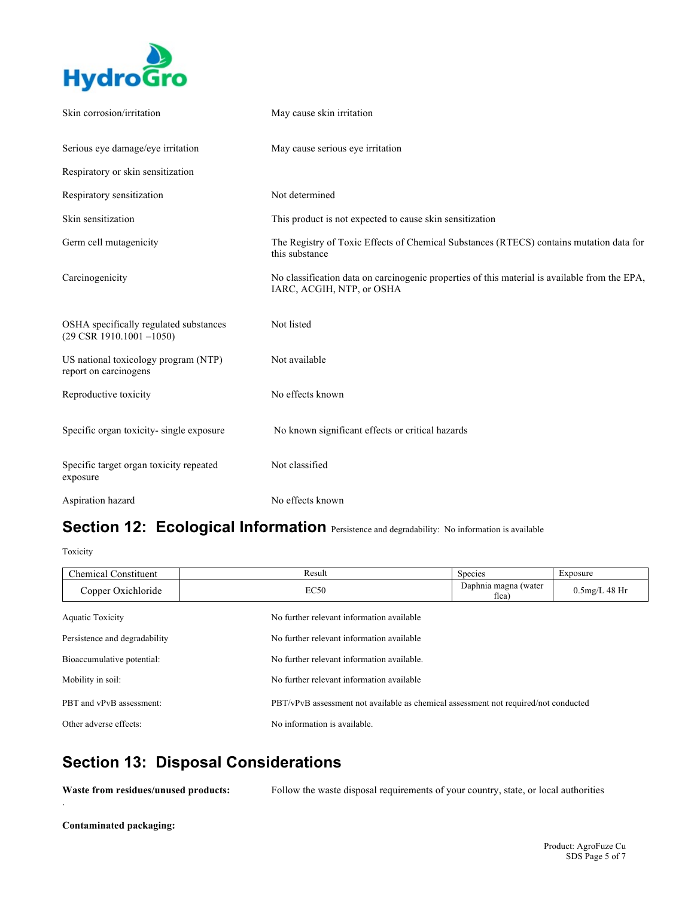Skin corrosion/irritation: May cause skin irritation

Serious eye damage/eye irritation: May cause serious eye irritation

Respiratory or skin sensitization

Respiratory sensitization: Not determined

Skin sensitization: This product is not expected to cause skin sensitization

Germ cell mutagenicity: The Registry of Toxic Effects of Chemical Substances (RTECS) contains mutation data for this substance

Carcinogenicity: No classification data on carcinogenic properties of this material is available from the EPA, IARC, ACGIH, NTP, or OSHA

OSHA specifically regulated substances (29 CSR 1910.1001 –1050): Not listed

US national toxicology program (NTP) report on carcinogens: Not available

Reproductive toxicity: No effects known

Specific organ toxicity- single exposure: No known significant effects or critical hazards

Specific target organ toxicity repeated exposure: Not classified

Aspiration hazard: No effects known

## Section 12: Ecological Information

Persistence and degradability: No information is available

Toxicity

| Chemical Constituent | Result | Species | Exposure |
|---|---|---|---|
| Copper Oxichloride | EC50 | Daphnia magna (water flea) | 0.5mg/L 48 Hr |

Aquatic Toxicity: No further relevant information available

Persistence and degradability: No further relevant information available

Bioaccumulative potential: No further relevant information available.

Mobility in soil: No further relevant information available

PBT and vPvB assessment: PBT/vPvB assessment not available as chemical assessment not required/not conducted

Other adverse effects: No information is available.

## Section 13: Disposal Considerations

**Waste from residues/unused products:** Follow the waste disposal requirements of your country, state, or local authorities

**Contaminated packaging:**

Product: AgroFuze Cu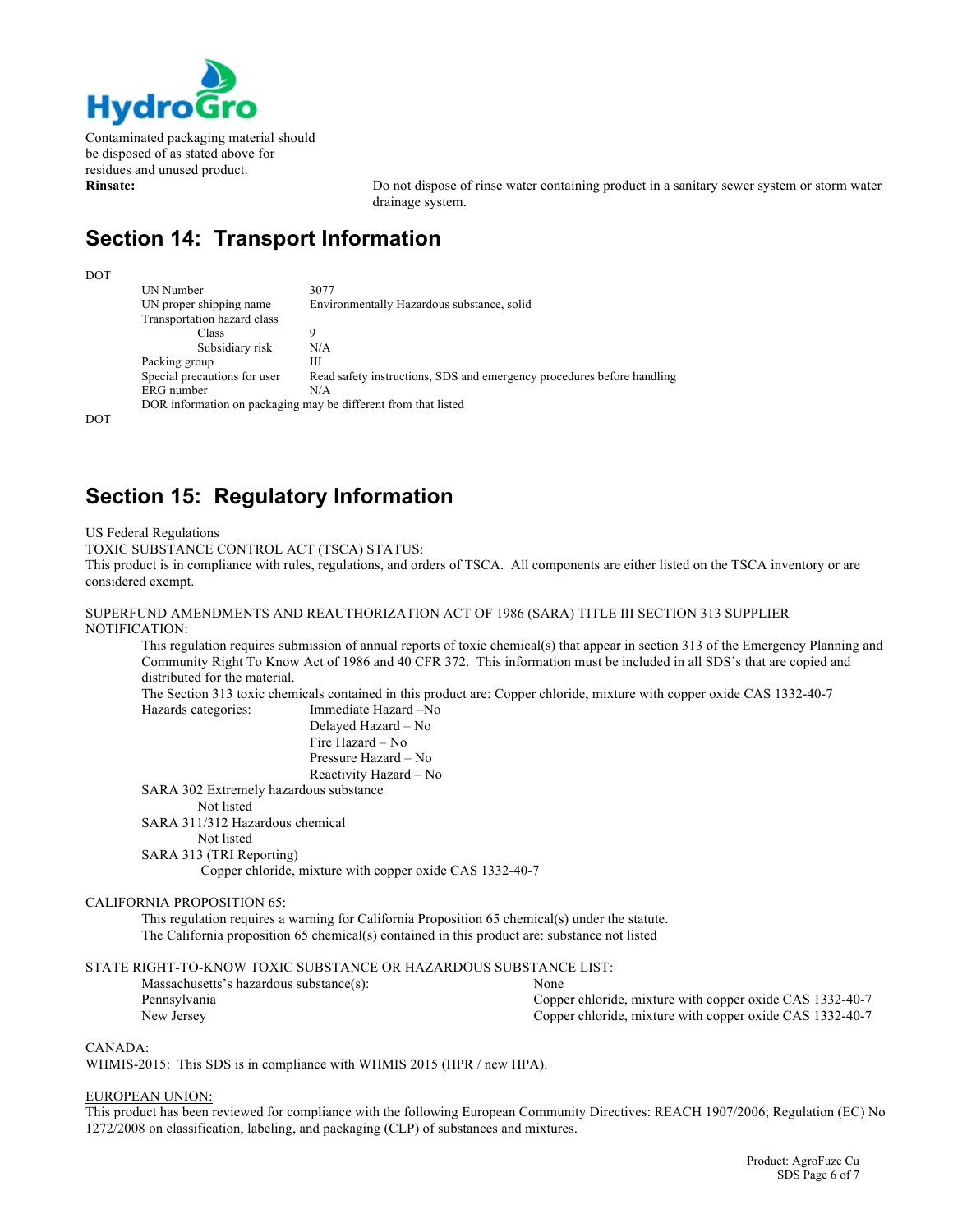Contaminated packaging material should be disposed of as stated above for residues and unused product.

**Rinsate:** Do not dispose of rinse water containing product in a sanitary sewer system or storm water drainage system.

## Section 14: Transport Information

DOT

| | |
|---|---|
| UN Number | 3077 |
| UN proper shipping name | Environmentally Hazardous substance, solid |
| Transportation hazard class | |
| Class | 9 |
| Subsidiary risk | N/A |
| Packing group | III |
| Special precautions for user | Read safety instructions, SDS and emergency procedures before handling |
| ERG number | N/A |

DOR information on packaging may be different from that listed

DOT

## Section 15: Regulatory Information

US Federal Regulations

TOXIC SUBSTANCE CONTROL ACT (TSCA) STATUS:

This product is in compliance with rules, regulations, and orders of TSCA. All components are either listed on the TSCA inventory or are considered exempt.

SUPERFUND AMENDMENTS AND REAUTHORIZATION ACT OF 1986 (SARA) TITLE III SECTION 313 SUPPLIER NOTIFICATION:

This regulation requires submission of annual reports of toxic chemical(s) that appear in section 313 of the Emergency Planning and Community Right To Know Act of 1986 and 40 CFR 372. This information must be included in all SDS's that are copied and distributed for the material.

The Section 313 toxic chemicals contained in this product are: Copper chloride, mixture with copper oxide CAS 1332-40-7

Hazards categories:
- Immediate Hazard –No
- Delayed Hazard – No
- Fire Hazard – No
- Pressure Hazard – No
- Reactivity Hazard – No

SARA 302 Extremely hazardous substance
Not listed

SARA 311/312 Hazardous chemical
Not listed

SARA 313 (TRI Reporting)
Copper chloride, mixture with copper oxide CAS 1332-40-7

CALIFORNIA PROPOSITION 65:

This regulation requires a warning for California Proposition 65 chemical(s) under the statute.

The California proposition 65 chemical(s) contained in this product are: substance not listed

STATE RIGHT-TO-KNOW TOXIC SUBSTANCE OR HAZARDOUS SUBSTANCE LIST:

| | |
|---|---|
| Massachusetts's hazardous substance(s): | None |
| Pennsylvania | Copper chloride, mixture with copper oxide CAS 1332-40-7 |
| New Jersey | Copper chloride, mixture with copper oxide CAS 1332-40-7 |

CANADA:

WHMIS-2015: This SDS is in compliance with WHMIS 2015 (HPR / new HPA).

EUROPEAN UNION:

This product has been reviewed for compliance with the following European Community Directives: REACH 1907/2006; Regulation (EC) No 1272/2008 on classification, labeling, and packaging (CLP) of substances and mixtures.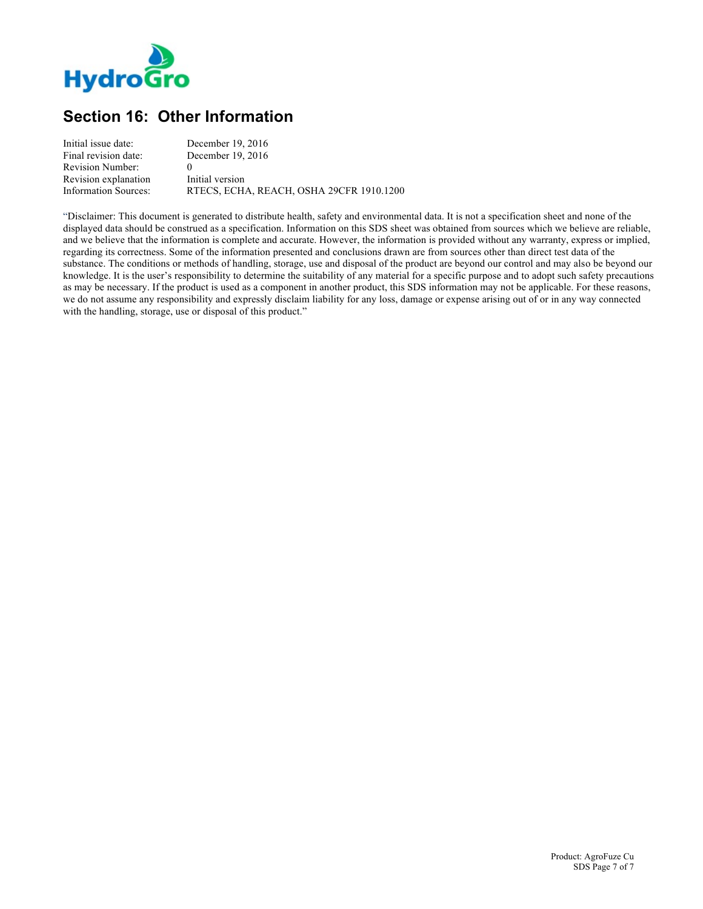## Section 16: Other Information

| | |
|---|---|
| Initial issue date: | December 19, 2016 |
| Final revision date: | December 19, 2016 |
| Revision Number: | 0 |
| Revision explanation | Initial version |
| Information Sources: | RTECS, ECHA, REACH, OSHA 29CFR 1910.1200 |

"Disclaimer: This document is generated to distribute health, safety and environmental data. It is not a specification sheet and none of the displayed data should be construed as a specification. Information on this SDS sheet was obtained from sources which we believe are reliable, and we believe that the information is complete and accurate. However, the information is provided without any warranty, express or implied, regarding its correctness. Some of the information presented and conclusions drawn are from sources other than direct test data of the substance. The conditions or methods of handling, storage, use and disposal of the product are beyond our control and may also be beyond our knowledge. It is the user's responsibility to determine the suitability of any material for a specific purpose and to adopt such safety precautions as may be necessary. If the product is used as a component in another product, this SDS information may not be applicable. For these reasons, we do not assume any responsibility and expressly disclaim liability for any loss, damage or expense arising out of or in any way connected with the handling, storage, use or disposal of this product."